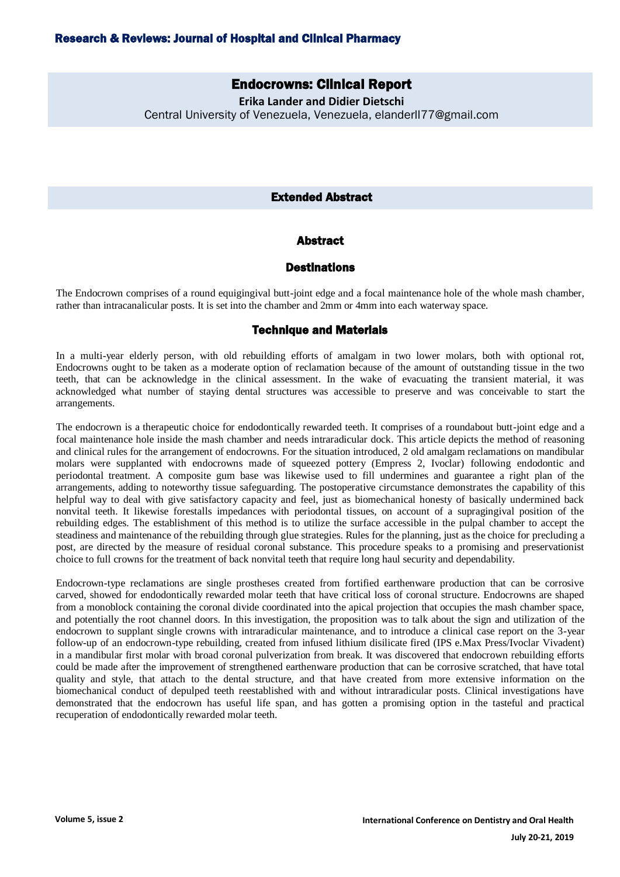# Endocrowns: Clinical Report

**Erika Lander and Didier Dietschi**

Central University of Venezuela, Venezuela, elanderll77@gmail.com

## Extended Abstract

### Abstract

### Destinations

The Endocrown comprises of a round equigingival butt-joint edge and a focal maintenance hole of the whole mash chamber, rather than intracanalicular posts. It is set into the chamber and 2mm or 4mm into each waterway space.

### Technique and Materials

In a multi-year elderly person, with old rebuilding efforts of amalgam in two lower molars, both with optional rot, Endocrowns ought to be taken as a moderate option of reclamation because of the amount of outstanding tissue in the two teeth, that can be acknowledge in the clinical assessment. In the wake of evacuating the transient material, it was acknowledged what number of staying dental structures was accessible to preserve and was conceivable to start the arrangements.

The endocrown is a therapeutic choice for endodontically rewarded teeth. It comprises of a roundabout butt-joint edge and a focal maintenance hole inside the mash chamber and needs intraradicular dock. This article depicts the method of reasoning and clinical rules for the arrangement of endocrowns. For the situation introduced, 2 old amalgam reclamations on mandibular molars were supplanted with endocrowns made of squeezed pottery (Empress 2, Ivoclar) following endodontic and periodontal treatment. A composite gum base was likewise used to fill undermines and guarantee a right plan of the arrangements, adding to noteworthy tissue safeguarding. The postoperative circumstance demonstrates the capability of this helpful way to deal with give satisfactory capacity and feel, just as biomechanical honesty of basically undermined back nonvital teeth. It likewise forestalls impedances with periodontal tissues, on account of a supragingival position of the rebuilding edges. The establishment of this method is to utilize the surface accessible in the pulpal chamber to accept the steadiness and maintenance of the rebuilding through glue strategies. Rules for the planning, just as the choice for precluding a post, are directed by the measure of residual coronal substance. This procedure speaks to a promising and preservationist choice to full crowns for the treatment of back nonvital teeth that require long haul security and dependability.

Endocrown-type reclamations are single prostheses created from fortified earthenware production that can be corrosive carved, showed for endodontically rewarded molar teeth that have critical loss of coronal structure. Endocrowns are shaped from a monoblock containing the coronal divide coordinated into the apical projection that occupies the mash chamber space, and potentially the root channel doors. In this investigation, the proposition was to talk about the sign and utilization of the endocrown to supplant single crowns with intraradicular maintenance, and to introduce a clinical case report on the 3-year follow-up of an endocrown-type rebuilding, created from infused lithium disilicate fired (IPS e.Max Press/Ivoclar Vivadent) in a mandibular first molar with broad coronal pulverization from break. It was discovered that endocrown rebuilding efforts could be made after the improvement of strengthened earthenware production that can be corrosive scratched, that have total quality and style, that attach to the dental structure, and that have created from more extensive information on the biomechanical conduct of depulped teeth reestablished with and without intraradicular posts. Clinical investigations have demonstrated that the endocrown has useful life span, and has gotten a promising option in the tasteful and practical recuperation of endodontically rewarded molar teeth.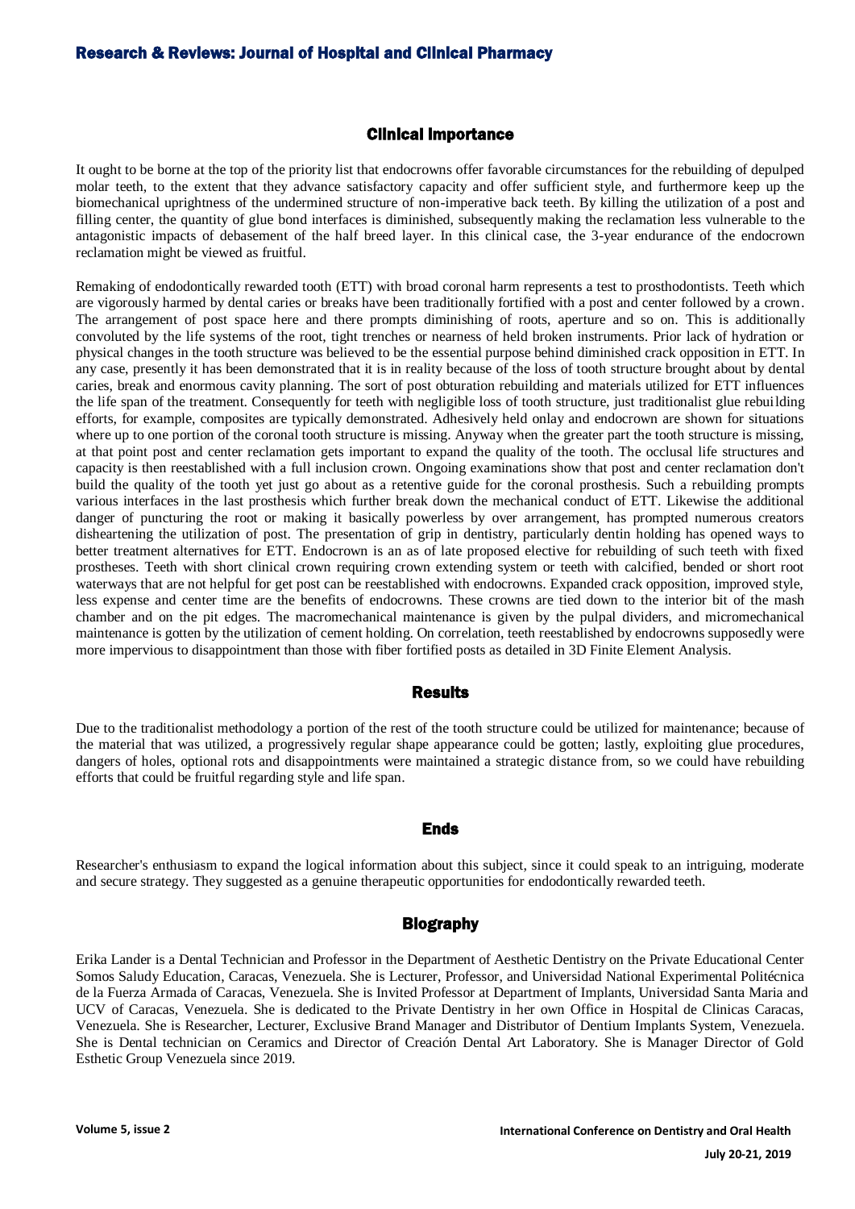## Clinical Importance

It ought to be borne at the top of the priority list that endocrowns offer favorable circumstances for the rebuilding of depulped molar teeth, to the extent that they advance satisfactory capacity and offer sufficient style, and furthermore keep up the biomechanical uprightness of the undermined structure of non-imperative back teeth. By killing the utilization of a post and filling center, the quantity of glue bond interfaces is diminished, subsequently making the reclamation less vulnerable to the antagonistic impacts of debasement of the half breed layer. In this clinical case, the 3-year endurance of the endocrown reclamation might be viewed as fruitful.

Remaking of endodontically rewarded tooth (ETT) with broad coronal harm represents a test to prosthodontists. Teeth which are vigorously harmed by dental caries or breaks have been traditionally fortified with a post and center followed by a crown. The arrangement of post space here and there prompts diminishing of roots, aperture and so on. This is additionally convoluted by the life systems of the root, tight trenches or nearness of held broken instruments. Prior lack of hydration or physical changes in the tooth structure was believed to be the essential purpose behind diminished crack opposition in ETT. In any case, presently it has been demonstrated that it is in reality because of the loss of tooth structure brought about by dental caries, break and enormous cavity planning. The sort of post obturation rebuilding and materials utilized for ETT influences the life span of the treatment. Consequently for teeth with negligible loss of tooth structure, just traditionalist glue rebuilding efforts, for example, composites are typically demonstrated. Adhesively held onlay and endocrown are shown for situations where up to one portion of the coronal tooth structure is missing. Anyway when the greater part the tooth structure is missing, at that point post and center reclamation gets important to expand the quality of the tooth. The occlusal life structures and capacity is then reestablished with a full inclusion crown. Ongoing examinations show that post and center reclamation don't build the quality of the tooth yet just go about as a retentive guide for the coronal prosthesis. Such a rebuilding prompts various interfaces in the last prosthesis which further break down the mechanical conduct of ETT. Likewise the additional danger of puncturing the root or making it basically powerless by over arrangement, has prompted numerous creators disheartening the utilization of post. The presentation of grip in dentistry, particularly dentin holding has opened ways to better treatment alternatives for ETT. Endocrown is an as of late proposed elective for rebuilding of such teeth with fixed prostheses. Teeth with short clinical crown requiring crown extending system or teeth with calcified, bended or short root waterways that are not helpful for get post can be reestablished with endocrowns. Expanded crack opposition, improved style, less expense and center time are the benefits of endocrowns. These crowns are tied down to the interior bit of the mash chamber and on the pit edges. The macromechanical maintenance is given by the pulpal dividers, and micromechanical maintenance is gotten by the utilization of cement holding. On correlation, teeth reestablished by endocrowns supposedly were more impervious to disappointment than those with fiber fortified posts as detailed in 3D Finite Element Analysis.

## Results

Due to the traditionalist methodology a portion of the rest of the tooth structure could be utilized for maintenance; because of the material that was utilized, a progressively regular shape appearance could be gotten; lastly, exploiting glue procedures, dangers of holes, optional rots and disappointments were maintained a strategic distance from, so we could have rebuilding efforts that could be fruitful regarding style and life span.

## Ends

Researcher's enthusiasm to expand the logical information about this subject, since it could speak to an intriguing, moderate and secure strategy. They suggested as a genuine therapeutic opportunities for endodontically rewarded teeth.

## Biography

Erika Lander is a Dental Technician and Professor in the Department of Aesthetic Dentistry on the Private Educational Center Somos Saludy Education, Caracas, Venezuela. She is Lecturer, Professor, and Universidad National Experimental Politécnica de la Fuerza Armada of Caracas, Venezuela. She is Invited Professor at Department of Implants, Universidad Santa Maria and UCV of Caracas, Venezuela. She is dedicated to the Private Dentistry in her own Office in Hospital de Clinicas Caracas, Venezuela. She is Researcher, Lecturer, Exclusive Brand Manager and Distributor of Dentium Implants System, Venezuela. She is Dental technician on Ceramics and Director of Creación Dental Art Laboratory. She is Manager Director of Gold Esthetic Group Venezuela since 2019.